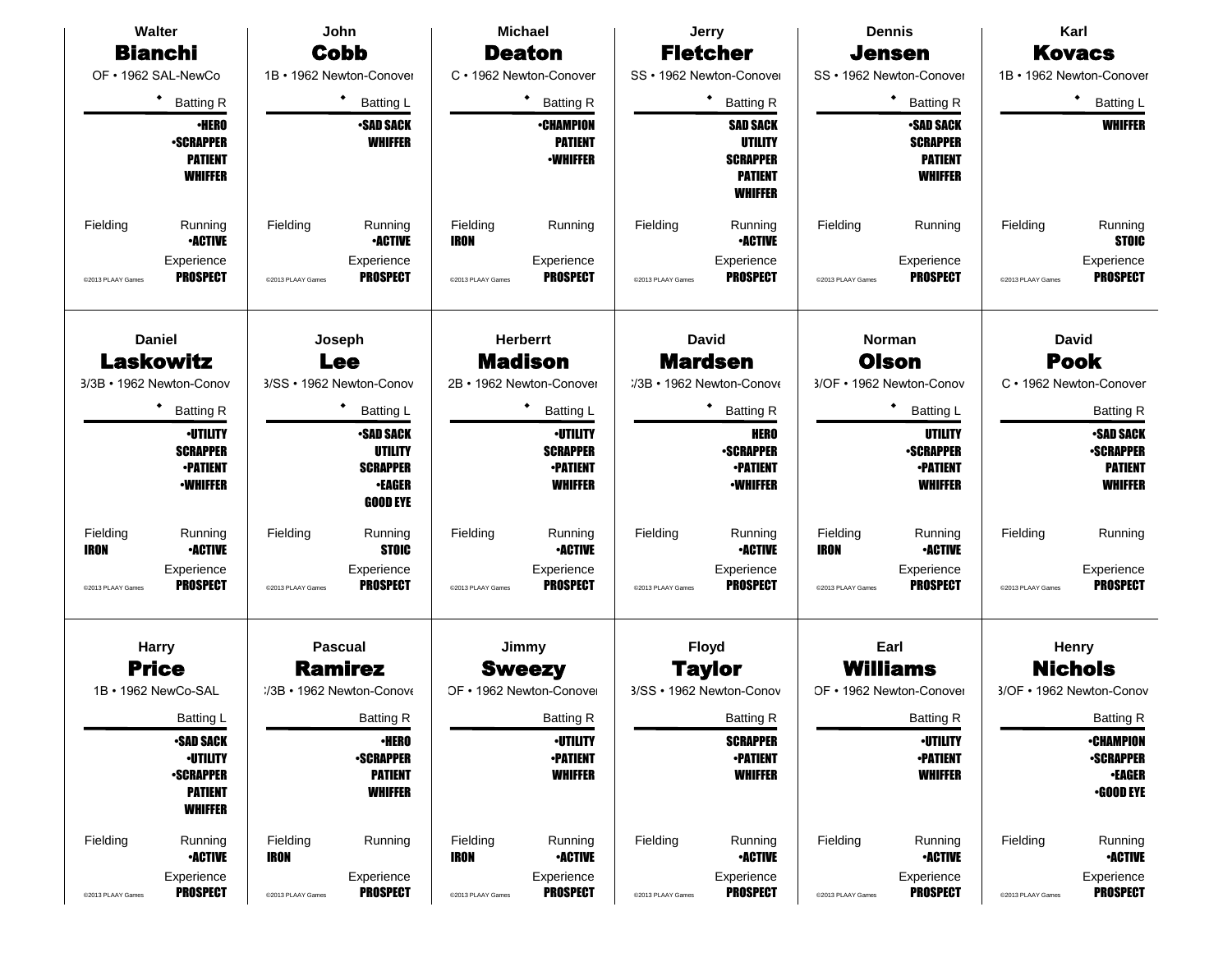## Walter Bianchi
OF • 1962 SAL-NewCo

◆ Batting R

•HERO
•SCRAPPER
PATIENT
WHIFFER

Fielding

Running
•ACTIVE

Experience
PROSPECT

©2013 PLAAY Games

## John Cobb
1B • 1962 Newton-Conover

◆ Batting L

•SAD SACK
WHIFFER

Fielding

Running
•ACTIVE

Experience
PROSPECT

©2013 PLAAY Games

## Michael Deaton
C • 1962 Newton-Conover

◆ Batting R

•CHAMPION
PATIENT
•WHIFFER

Fielding
IRON

Running

Experience
PROSPECT

©2013 PLAAY Games

## Jerry Fletcher
SS • 1962 Newton-Conover

◆ Batting R

SAD SACK
UTILITY
SCRAPPER
PATIENT
WHIFFER

Fielding

Running
•ACTIVE

Experience
PROSPECT

©2013 PLAAY Games

## Dennis Jensen
SS • 1962 Newton-Conover

◆ Batting R

•SAD SACK
SCRAPPER
PATIENT
WHIFFER

Fielding

Running

Experience
PROSPECT

©2013 PLAAY Games

## Karl Kovacs
1B • 1962 Newton-Conover

◆ Batting L

WHIFFER

Fielding

Running
STOIC

Experience
PROSPECT

©2013 PLAAY Games

## Daniel Laskowitz
3/3B • 1962 Newton-Conov

◆ Batting R

•UTILITY
SCRAPPER
•PATIENT
•WHIFFER

Fielding
IRON

Running
•ACTIVE

Experience
PROSPECT

©2013 PLAAY Games

## Joseph Lee
3/SS • 1962 Newton-Conov

◆ Batting L

•SAD SACK
UTILITY
SCRAPPER
•EAGER
GOOD EYE

Fielding

Running
STOIC

Experience
PROSPECT

©2013 PLAAY Games

## Herberrt Madison
2B • 1962 Newton-Conover

◆ Batting L

•UTILITY
SCRAPPER
•PATIENT
WHIFFER

Fielding

Running
•ACTIVE

Experience
PROSPECT

©2013 PLAAY Games

## David Mardsen
:/3B • 1962 Newton-Conove

◆ Batting R

HERO
•SCRAPPER
•PATIENT
•WHIFFER

Fielding

Running
•ACTIVE

Experience
PROSPECT

©2013 PLAAY Games

## Norman Olson
3/OF • 1962 Newton-Conov

◆ Batting L

UTILITY
•SCRAPPER
•PATIENT
WHIFFER

Fielding
IRON

Running
•ACTIVE

Experience
PROSPECT

©2013 PLAAY Games

## David Pook
C • 1962 Newton-Conover

Batting R

•SAD SACK
•SCRAPPER
PATIENT
WHIFFER

Fielding

Running

Experience
PROSPECT

©2013 PLAAY Games

## Harry Price
1B • 1962 NewCo-SAL

Batting L

•SAD SACK
•UTILITY
•SCRAPPER
PATIENT
WHIFFER

Fielding

Running
•ACTIVE

Experience
PROSPECT

©2013 PLAAY Games

## Pascual Ramirez
:/3B • 1962 Newton-Conove

Batting R

•HERO
•SCRAPPER
PATIENT
WHIFFER

Fielding
IRON

Running

Experience
PROSPECT

©2013 PLAAY Games

## Jimmy Sweezy
OF • 1962 Newton-Conover

Batting R

•UTILITY
•PATIENT
WHIFFER

Fielding
IRON

Running
•ACTIVE

Experience
PROSPECT

©2013 PLAAY Games

## Floyd Taylor
3/SS • 1962 Newton-Conov

Batting R

SCRAPPER
•PATIENT
WHIFFER

Fielding

Running
•ACTIVE

Experience
PROSPECT

©2013 PLAAY Games

## Earl Williams
OF • 1962 Newton-Conover

Batting R

•UTILITY
•PATIENT
WHIFFER

Fielding

Running
•ACTIVE

Experience
PROSPECT

©2013 PLAAY Games

## Henry Nichols
3/OF • 1962 Newton-Conov

Batting R

•CHAMPION
•SCRAPPER
•EAGER
•GOOD EYE

Fielding

Running
•ACTIVE

Experience
PROSPECT

©2013 PLAAY Games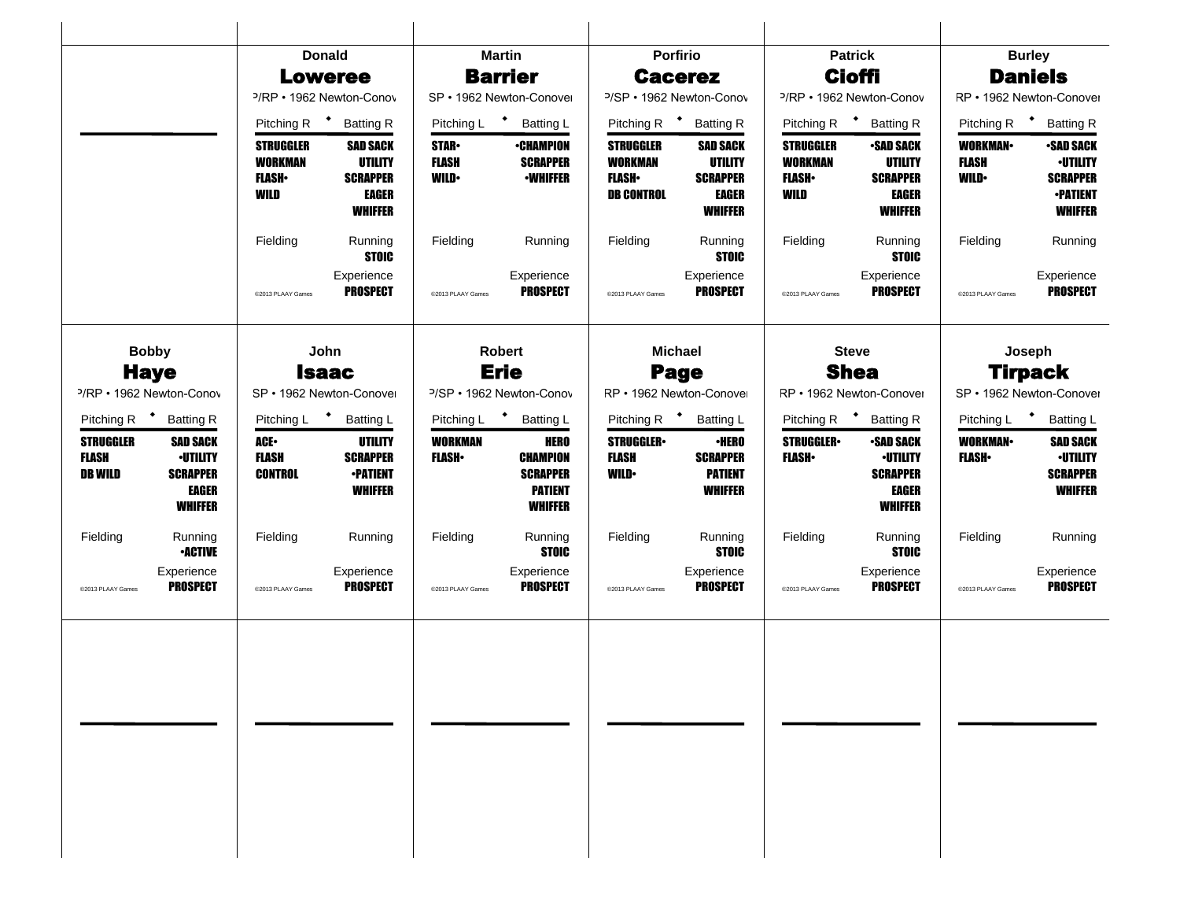## Donald Loweree

P/RP • 1962 Newton-Conover

| Pitching R | Batting R |
|---|---|
| STRUGGLER | SAD SACK |
| WORKMAN | UTILITY |
| FLASH• | SCRAPPER |
| WILD | EAGER |
| | WHIFFER |
| Fielding | Running |
| | STOIC |
| | Experience |
| ©2013 PLAAY Games | PROSPECT |

## Martin Barrier

SP • 1962 Newton-Conover

| Pitching L | Batting L |
|---|---|
| STAR• | •CHAMPION |
| FLASH | SCRAPPER |
| WILD• | •WHIFFER |
| Fielding | Running |
| | Experience |
| ©2013 PLAAY Games | PROSPECT |

## Porfirio Cacerez

P/SP • 1962 Newton-Conover

| Pitching R | Batting R |
|---|---|
| STRUGGLER | SAD SACK |
| WORKMAN | UTILITY |
| FLASH• | SCRAPPER |
| DB CONTROL | EAGER |
| | WHIFFER |
| Fielding | Running |
| | STOIC |
| | Experience |
| ©2013 PLAAY Games | PROSPECT |

## Patrick Cioffi

P/RP • 1962 Newton-Conover

| Pitching R | Batting R |
|---|---|
| STRUGGLER | •SAD SACK |
| WORKMAN | UTILITY |
| FLASH• | SCRAPPER |
| WILD | EAGER |
| | WHIFFER |
| Fielding | Running |
| | STOIC |
| | Experience |
| ©2013 PLAAY Games | PROSPECT |

## Burley Daniels

RP • 1962 Newton-Conover

| Pitching R | Batting R |
|---|---|
| WORKMAN• | •SAD SACK |
| FLASH | •UTILITY |
| WILD• | SCRAPPER |
| | •PATIENT |
| | WHIFFER |
| Fielding | Running |
| | Experience |
| ©2013 PLAAY Games | PROSPECT |

## Bobby Haye

P/RP • 1962 Newton-Conover

| Pitching R | Batting R |
|---|---|
| STRUGGLER | SAD SACK |
| FLASH | •UTILITY |
| DB WILD | SCRAPPER |
| | EAGER |
| | WHIFFER |
| Fielding | Running |
| | •ACTIVE |
| | Experience |
| ©2013 PLAAY Games | PROSPECT |

## John Isaac

SP • 1962 Newton-Conover

| Pitching L | Batting L |
|---|---|
| ACE• | UTILITY |
| FLASH | SCRAPPER |
| CONTROL | •PATIENT |
| | WHIFFER |
| Fielding | Running |
| | Experience |
| ©2013 PLAAY Games | PROSPECT |

## Robert Erie

P/SP • 1962 Newton-Conover

| Pitching L | Batting L |
|---|---|
| WORKMAN | HERO |
| FLASH• | CHAMPION |
| | SCRAPPER |
| | PATIENT |
| | WHIFFER |
| Fielding | Running |
| | STOIC |
| | Experience |
| ©2013 PLAAY Games | PROSPECT |

## Michael Page

RP • 1962 Newton-Conover

| Pitching R | Batting R |
|---|---|
| STRUGGLER• | •HERO |
| FLASH | SCRAPPER |
| WILD• | PATIENT |
| | WHIFFER |
| Fielding | Running |
| | STOIC |
| | Experience |
| ©2013 PLAAY Games | PROSPECT |

## Steve Shea

RP • 1962 Newton-Conover

| Pitching R | Batting R |
|---|---|
| STRUGGLER• | •SAD SACK |
| FLASH• | •UTILITY |
| | SCRAPPER |
| | EAGER |
| | WHIFFER |
| Fielding | Running |
| | STOIC |
| | Experience |
| ©2013 PLAAY Games | PROSPECT |

## Joseph Tirpack

SP • 1962 Newton-Conover

| Pitching L | Batting L |
|---|---|
| WORKMAN• | SAD SACK |
| FLASH• | •UTILITY |
| | SCRAPPER |
| | WHIFFER |
| Fielding | Running |
| | Experience |
| ©2013 PLAAY Games | PROSPECT |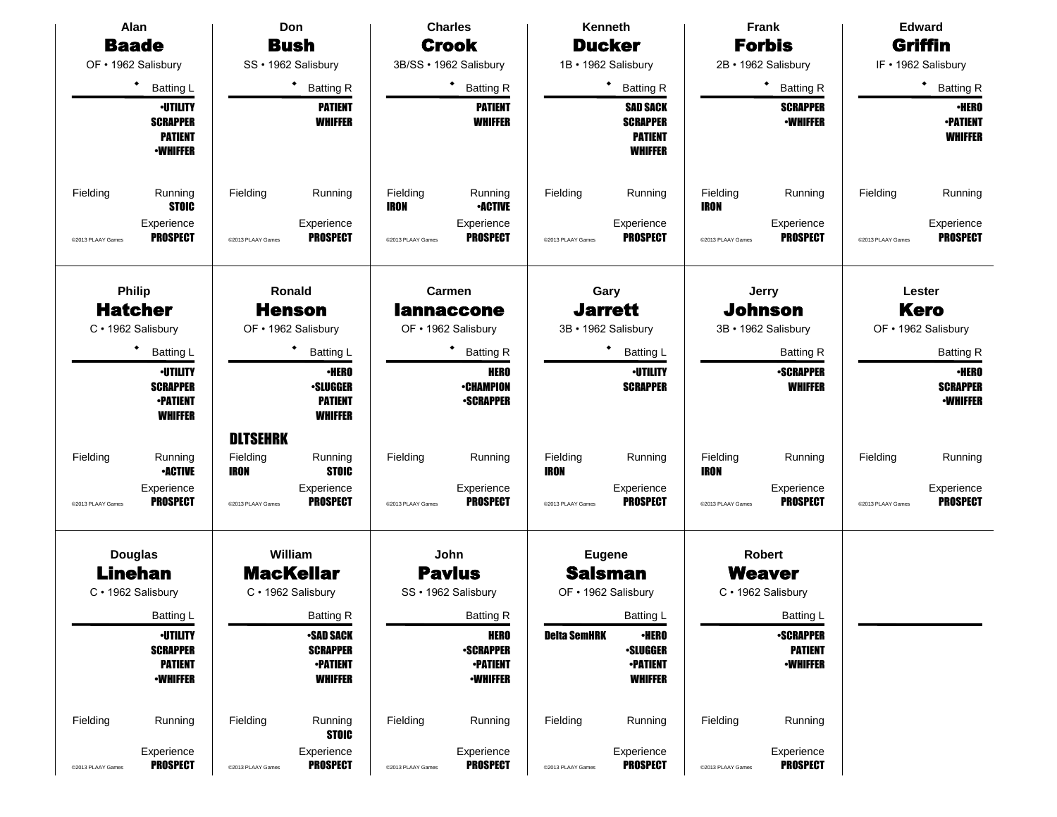## Alan Baade
OF • 1962 Salisbury

◆ Batting L

•UTILITY
SCRAPPER
PATIENT
•WHIFFER

Fielding | Running: STOIC

Experience: PROSPECT

©2013 PLAAY Games

## Don Bush
SS • 1962 Salisbury

◆ Batting R

PATIENT
WHIFFER

Fielding | Running

Experience: PROSPECT

©2013 PLAAY Games

## Charles Crook
3B/SS • 1962 Salisbury

◆ Batting R

PATIENT
WHIFFER

Fielding: IRON | Running: •ACTIVE

Experience: PROSPECT

©2013 PLAAY Games

## Kenneth Ducker
1B • 1962 Salisbury

◆ Batting R

SAD SACK
SCRAPPER
PATIENT
WHIFFER

Fielding | Running

Experience: PROSPECT

©2013 PLAAY Games

## Frank Forbis
2B • 1962 Salisbury

◆ Batting R

SCRAPPER
•WHIFFER

Fielding: IRON | Running

Experience: PROSPECT

©2013 PLAAY Games

## Edward Griffin
IF • 1962 Salisbury

◆ Batting R

•HERO
•PATIENT
WHIFFER

Fielding | Running

Experience: PROSPECT

©2013 PLAAY Games

## Philip Hatcher
C • 1962 Salisbury

◆ Batting L

•UTILITY
SCRAPPER
•PATIENT
WHIFFER

Fielding | Running: •ACTIVE

Experience: PROSPECT

©2013 PLAAY Games

## Ronald Henson
OF • 1962 Salisbury

◆ Batting L

•HERO
•SLUGGER
PATIENT
WHIFFER

DLTSEHRK

Fielding: IRON | Running: STOIC

Experience: PROSPECT

©2013 PLAAY Games

## Carmen Iannaccone
OF • 1962 Salisbury

◆ Batting R

HERO
•CHAMPION
•SCRAPPER

Fielding | Running

Experience: PROSPECT

©2013 PLAAY Games

## Gary Jarrett
3B • 1962 Salisbury

◆ Batting L

•UTILITY
SCRAPPER

Fielding: IRON | Running

Experience: PROSPECT

©2013 PLAAY Games

## Jerry Johnson
3B • 1962 Salisbury

Batting R

•SCRAPPER
WHIFFER

Fielding: IRON | Running

Experience: PROSPECT

©2013 PLAAY Games

## Lester Kero
OF • 1962 Salisbury

Batting R

•HERO
SCRAPPER
•WHIFFER

Fielding | Running

Experience: PROSPECT

©2013 PLAAY Games

## Douglas Linehan
C • 1962 Salisbury

Batting L

•UTILITY
SCRAPPER
PATIENT
•WHIFFER

Fielding | Running

Experience: PROSPECT

©2013 PLAAY Games

## William MacKellar
C • 1962 Salisbury

Batting R

•SAD SACK
SCRAPPER
•PATIENT
WHIFFER

Fielding | Running: STOIC

Experience: PROSPECT

©2013 PLAAY Games

## John Pavlus
SS • 1962 Salisbury

Batting R

HERO
•SCRAPPER
•PATIENT
•WHIFFER

Fielding | Running

Experience: PROSPECT

©2013 PLAAY Games

## Eugene Salsman
OF • 1962 Salisbury

Batting L

Delta SemHRK

•HERO
•SLUGGER
•PATIENT
WHIFFER

Fielding | Running

Experience: PROSPECT

©2013 PLAAY Games

## Robert Weaver
C • 1962 Salisbury

Batting L

•SCRAPPER
PATIENT
•WHIFFER

Fielding | Running

Experience: PROSPECT

©2013 PLAAY Games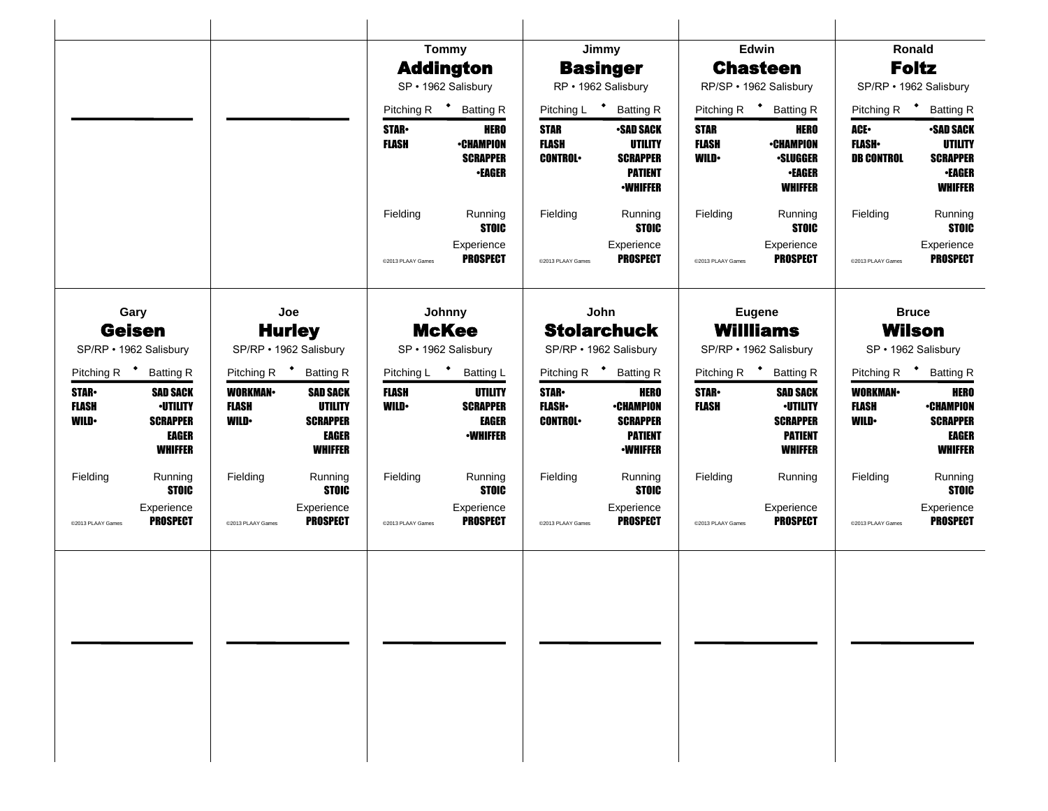## Tommy Addington
SP • 1962 Salisbury

| Pitching R | Batting R |
|---|---|
| STAR• | HERO |
| FLASH | •CHAMPION |
| | SCRAPPER |
| | •EAGER |

Fielding | Running: STOIC
Experience: PROSPECT

©2013 PLAAY Games

## Jimmy Basinger
RP • 1962 Salisbury

| Pitching L | Batting R |
|---|---|
| STAR | •SAD SACK |
| FLASH | UTILITY |
| CONTROL• | SCRAPPER |
| | PATIENT |
| | •WHIFFER |

Fielding | Running: STOIC
Experience: PROSPECT

©2013 PLAAY Games

## Edwin Chasteen
RP/SP • 1962 Salisbury

| Pitching R | Batting R |
|---|---|
| STAR | HERO |
| FLASH | •CHAMPION |
| WILD• | •SLUGGER |
| | •EAGER |
| | WHIFFER |

Fielding | Running: STOIC
Experience: PROSPECT

©2013 PLAAY Games

## Ronald Foltz
SP/RP • 1962 Salisbury

| Pitching R | Batting R |
|---|---|
| ACE• | •SAD SACK |
| FLASH• | UTILITY |
| DB CONTROL | SCRAPPER |
| | •EAGER |
| | WHIFFER |

Fielding | Running: STOIC
Experience: PROSPECT

©2013 PLAAY Games

## Gary Geisen
SP/RP • 1962 Salisbury

| Pitching R | Batting R |
|---|---|
| STAR• | SAD SACK |
| FLASH | •UTILITY |
| WILD• | SCRAPPER |
| | EAGER |
| | WHIFFER |

Fielding | Running: STOIC
Experience: PROSPECT

©2013 PLAAY Games

## Joe Hurley
SP/RP • 1962 Salisbury

| Pitching R | Batting R |
|---|---|
| WORKMAN• | SAD SACK |
| FLASH | UTILITY |
| WILD• | SCRAPPER |
| | EAGER |
| | WHIFFER |

Fielding | Running: STOIC
Experience: PROSPECT

©2013 PLAAY Games

## Johnny McKee
SP • 1962 Salisbury

| Pitching L | Batting L |
|---|---|
| FLASH | UTILITY |
| WILD• | SCRAPPER |
| | EAGER |
| | •WHIFFER |

Fielding | Running: STOIC
Experience: PROSPECT

©2013 PLAAY Games

## John Stolarchuck
SP/RP • 1962 Salisbury

| Pitching R | Batting R |
|---|---|
| STAR• | HERO |
| FLASH• | •CHAMPION |
| CONTROL• | SCRAPPER |
| | PATIENT |
| | •WHIFFER |

Fielding | Running: STOIC
Experience: PROSPECT

©2013 PLAAY Games

## Eugene Willliams
SP/RP • 1962 Salisbury

| Pitching R | Batting R |
|---|---|
| STAR• | SAD SACK |
| FLASH | •UTILITY |
| | SCRAPPER |
| | PATIENT |
| | WHIFFER |

Fielding | Running
Experience: PROSPECT

©2013 PLAAY Games

## Bruce Wilson
SP • 1962 Salisbury

| Pitching R | Batting R |
|---|---|
| WORKMAN• | HERO |
| FLASH | •CHAMPION |
| WILD• | SCRAPPER |
| | EAGER |
| | WHIFFER |

Fielding | Running: STOIC
Experience: PROSPECT

©2013 PLAAY Games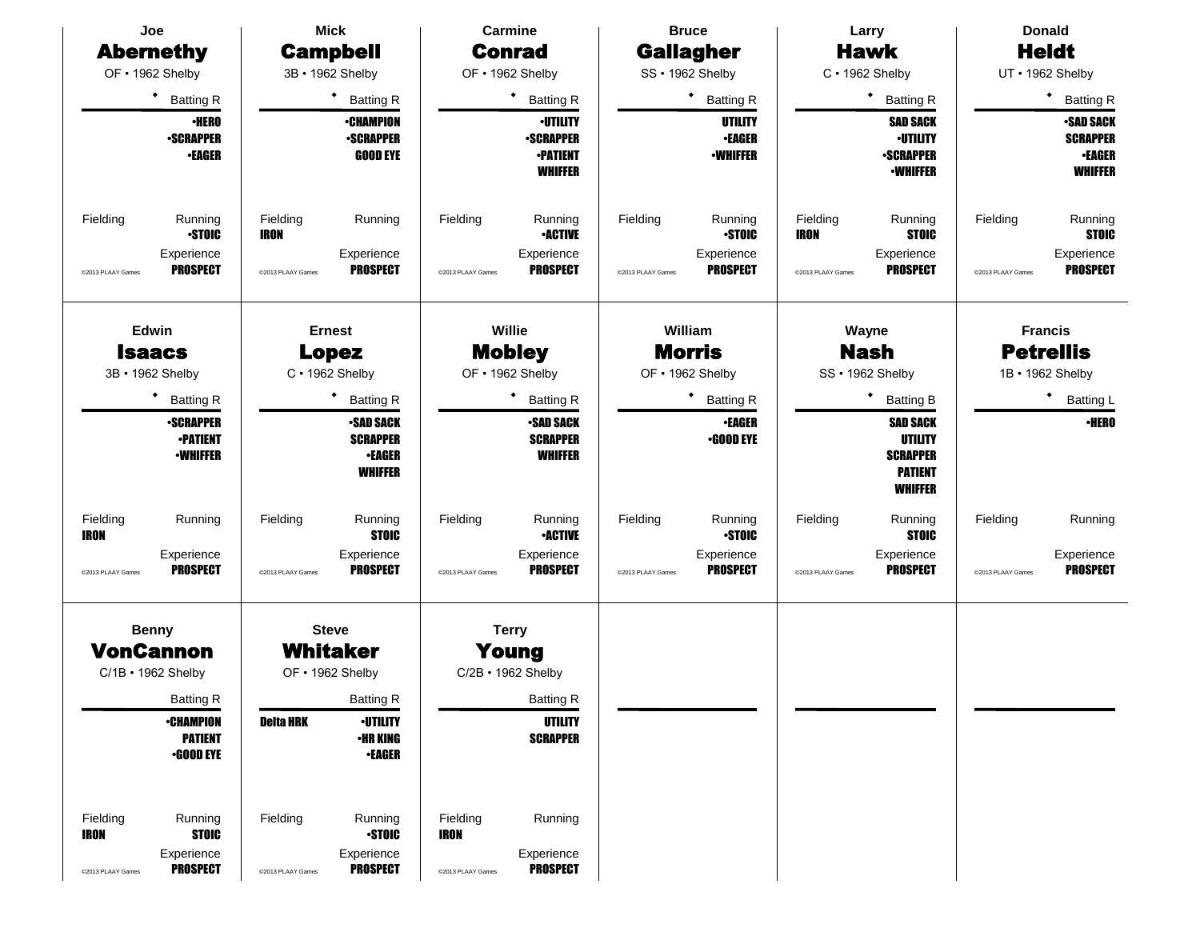## Joe Abernethy

OF • 1962 Shelby

• Batting R

- •HERO
- •SCRAPPER
- •EAGER

Fielding

Running: •STOIC

Experience: PROSPECT

©2013 PLAAY Games

## Mick Campbell

3B • 1962 Shelby

• Batting R

- •CHAMPION
- •SCRAPPER
- GOOD EYE

Fielding: IRON

Running

Experience: PROSPECT

©2013 PLAAY Games

## Carmine Conrad

OF • 1962 Shelby

• Batting R

- •UTILITY
- •SCRAPPER
- •PATIENT
- WHIFFER

Fielding

Running: •ACTIVE

Experience: PROSPECT

©2013 PLAAY Games

## Bruce Gallagher

SS • 1962 Shelby

• Batting R

- UTILITY
- •EAGER
- •WHIFFER

Fielding

Running: •STOIC

Experience: PROSPECT

©2013 PLAAY Games

## Larry Hawk

C • 1962 Shelby

• Batting R

- SAD SACK
- •UTILITY
- •SCRAPPER
- •WHIFFER

Fielding: IRON

Running: STOIC

Experience: PROSPECT

©2013 PLAAY Games

## Donald Heldt

UT • 1962 Shelby

• Batting R

- •SAD SACK
- SCRAPPER
- •EAGER
- WHIFFER

Fielding

Running: STOIC

Experience: PROSPECT

©2013 PLAAY Games

## Edwin Isaacs

3B • 1962 Shelby

• Batting R

- •SCRAPPER
- •PATIENT
- •WHIFFER

Fielding: IRON

Running

Experience: PROSPECT

©2013 PLAAY Games

## Ernest Lopez

C • 1962 Shelby

• Batting R

- •SAD SACK
- SCRAPPER
- •EAGER
- WHIFFER

Fielding

Running: STOIC

Experience: PROSPECT

©2013 PLAAY Games

## Willie Mobley

OF • 1962 Shelby

• Batting R

- •SAD SACK
- SCRAPPER
- WHIFFER

Fielding

Running: •ACTIVE

Experience: PROSPECT

©2013 PLAAY Games

## William Morris

OF • 1962 Shelby

• Batting R

- •EAGER
- •GOOD EYE

Fielding

Running: •STOIC

Experience: PROSPECT

©2013 PLAAY Games

## Wayne Nash

SS • 1962 Shelby

• Batting B

- SAD SACK
- UTILITY
- SCRAPPER
- PATIENT
- WHIFFER

Fielding

Running: STOIC

Experience: PROSPECT

©2013 PLAAY Games

## Francis Petrellis

1B • 1962 Shelby

• Batting L

- •HERO

Fielding

Running

Experience: PROSPECT

©2013 PLAAY Games

## Benny VonCannon

C/1B • 1962 Shelby

Batting R

- •CHAMPION
- PATIENT
- •GOOD EYE

Fielding: IRON

Running: STOIC

Experience: PROSPECT

©2013 PLAAY Games

## Steve Whitaker

OF • 1962 Shelby

Batting R

Delta HRK

- •UTILITY
- •HR KING
- •EAGER

Fielding

Running: •STOIC

Experience: PROSPECT

©2013 PLAAY Games

## Terry Young

C/2B • 1962 Shelby

Batting R

- UTILITY
- SCRAPPER

Fielding: IRON

Running

Experience: PROSPECT

©2013 PLAAY Games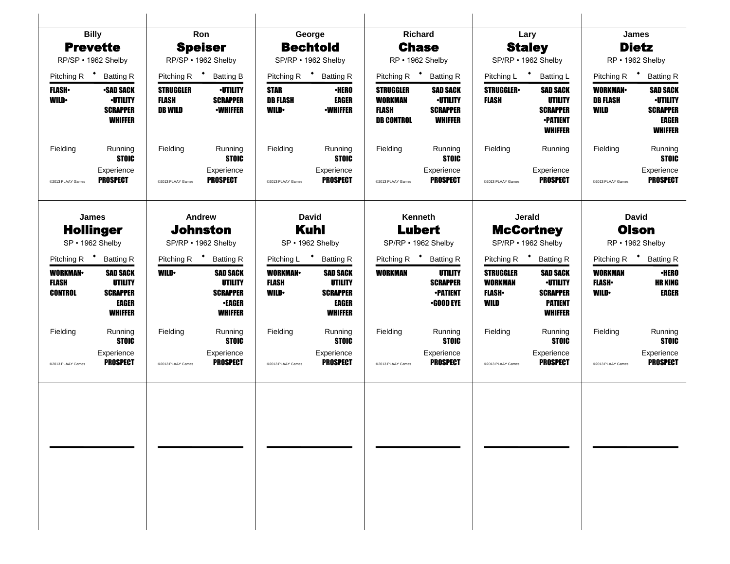## Billy **Prevette**

RP/SP • 1962 Shelby

| Pitching R | Batting R |
|---|---|
| FLASH• | •SAD SACK |
| WILD• | •UTILITY |
| | SCRAPPER |
| | WHIFFER |

Fielding | Running: STOIC

Experience: PROSPECT

©2013 PLAAY Games

## Ron **Speiser**

RP/SP • 1962 Shelby

| Pitching R | Batting B |
|---|---|
| STRUGGLER | •UTILITY |
| FLASH | SCRAPPER |
| DB WILD | •WHIFFER |

Fielding | Running: STOIC

Experience: PROSPECT

©2013 PLAAY Games

## George **Bechtold**

SP/RP • 1962 Shelby

| Pitching R | Batting R |
|---|---|
| STAR | •HERO |
| DB FLASH | EAGER |
| WILD• | •WHIFFER |

Fielding | Running: STOIC

Experience: PROSPECT

©2013 PLAAY Games

## Richard **Chase**

RP • 1962 Shelby

| Pitching R | Batting R |
|---|---|
| STRUGGLER | SAD SACK |
| WORKMAN | •UTILITY |
| FLASH | SCRAPPER |
| DB CONTROL | WHIFFER |

Fielding | Running: STOIC

Experience: PROSPECT

©2013 PLAAY Games

## Lary **Staley**

SP/RP • 1962 Shelby

| Pitching L | Batting L |
|---|---|
| STRUGGLER• | SAD SACK |
| FLASH | UTILITY |
| | SCRAPPER |
| | •PATIENT |
| | WHIFFER |

Fielding | Running

Experience: PROSPECT

©2013 PLAAY Games

## James **Dietz**

RP • 1962 Shelby

| Pitching R | Batting R |
|---|---|
| WORKMAN• | SAD SACK |
| DB FLASH | •UTILITY |
| WILD | SCRAPPER |
| | EAGER |
| | WHIFFER |

Fielding | Running: STOIC

Experience: PROSPECT

©2013 PLAAY Games

## James **Hollinger**

SP • 1962 Shelby

| Pitching R | Batting R |
|---|---|
| WORKMAN• | SAD SACK |
| FLASH | UTILITY |
| CONTROL | SCRAPPER |
| | EAGER |
| | WHIFFER |

Fielding | Running: STOIC

Experience: PROSPECT

©2013 PLAAY Games

## Andrew **Johnston**

SP/RP • 1962 Shelby

| Pitching R | Batting R |
|---|---|
| WILD• | SAD SACK |
| | UTILITY |
| | SCRAPPER |
| | •EAGER |
| | WHIFFER |

Fielding | Running: STOIC

Experience: PROSPECT

©2013 PLAAY Games

## David **Kuhl**

SP • 1962 Shelby

| Pitching L | Batting R |
|---|---|
| WORKMAN• | SAD SACK |
| FLASH | UTILITY |
| WILD• | SCRAPPER |
| | EAGER |
| | WHIFFER |

Fielding | Running: STOIC

Experience: PROSPECT

©2013 PLAAY Games

## Kenneth **Lubert**

SP/RP • 1962 Shelby

| Pitching R | Batting R |
|---|---|
| WORKMAN | UTILITY |
| | SCRAPPER |
| | •PATIENT |
| | •GOOD EYE |

Fielding | Running: STOIC

Experience: PROSPECT

©2013 PLAAY Games

## Jerald **McCortney**

SP/RP • 1962 Shelby

| Pitching R | Batting R |
|---|---|
| STRUGGLER | SAD SACK |
| WORKMAN | •UTILITY |
| FLASH• | SCRAPPER |
| WILD | PATIENT |
| | WHIFFER |

Fielding | Running: STOIC

Experience: PROSPECT

©2013 PLAAY Games

## David **Olson**

RP • 1962 Shelby

| Pitching R | Batting R |
|---|---|
| WORKMAN | •HERO |
| FLASH• | HR KING |
| WILD• | EAGER |

Fielding | Running: STOIC

Experience: PROSPECT

©2013 PLAAY Games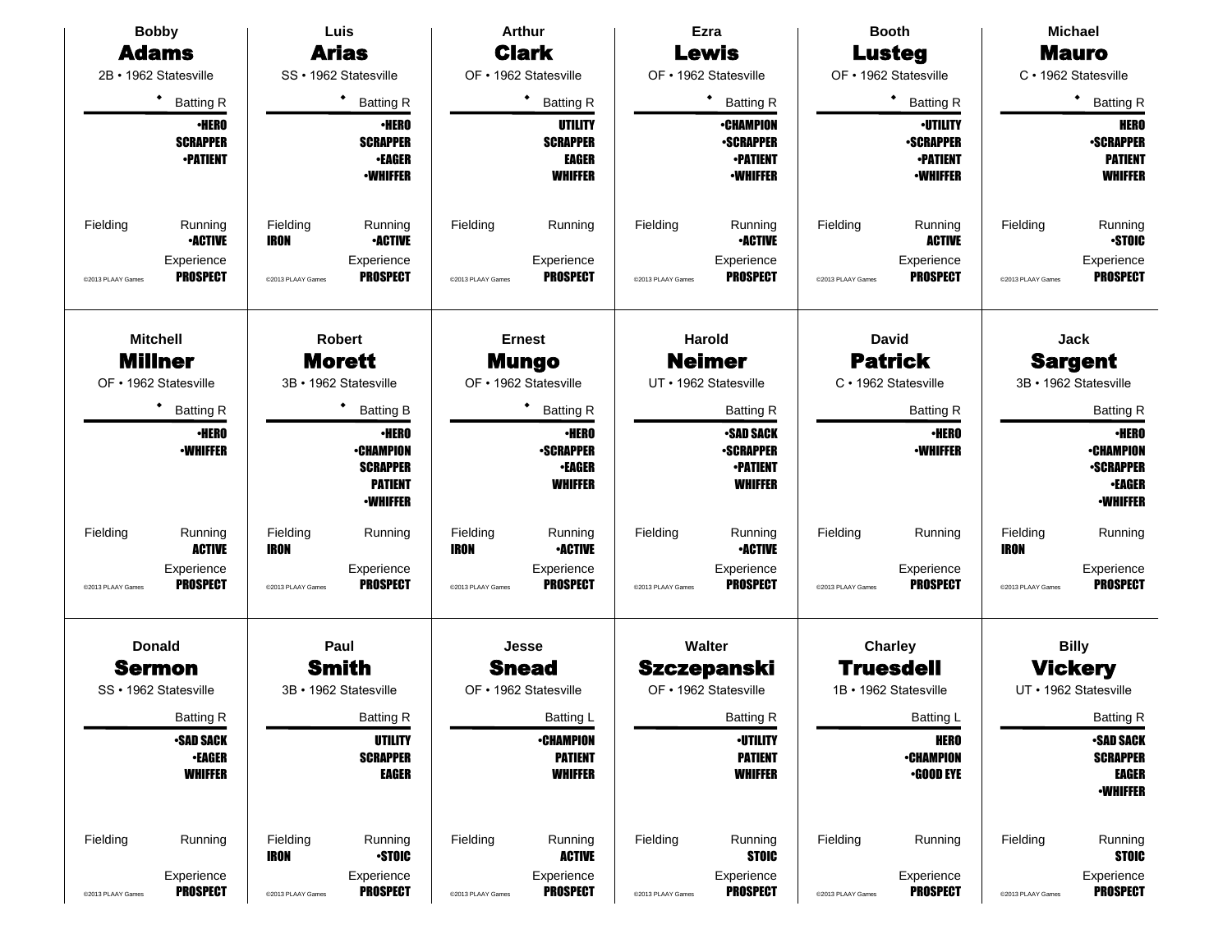## Bobby Adams
2B • 1962 Statesville

◆ Batting R

•HERO
SCRAPPER
•PATIENT

Fielding | Running: •ACTIVE

Experience: PROSPECT

©2013 PLAAY Games

## Luis Arias
SS • 1962 Statesville

◆ Batting R

•HERO
SCRAPPER
•EAGER
•WHIFFER

Fielding: IRON | Running: •ACTIVE

Experience: PROSPECT

©2013 PLAAY Games

## Arthur Clark
OF • 1962 Statesville

◆ Batting R

UTILITY
SCRAPPER
EAGER
WHIFFER

Fielding | Running

Experience: PROSPECT

©2013 PLAAY Games

## Ezra Lewis
OF • 1962 Statesville

◆ Batting R

•CHAMPION
•SCRAPPER
•PATIENT
•WHIFFER

Fielding | Running: •ACTIVE

Experience: PROSPECT

©2013 PLAAY Games

## Booth Lusteg
OF • 1962 Statesville

◆ Batting R

•UTILITY
•SCRAPPER
•PATIENT
•WHIFFER

Fielding | Running: ACTIVE

Experience: PROSPECT

©2013 PLAAY Games

## Michael Mauro
C • 1962 Statesville

◆ Batting R

HERO
•SCRAPPER
PATIENT
WHIFFER

Fielding | Running: •STOIC

Experience: PROSPECT

©2013 PLAAY Games

## Mitchell Millner
OF • 1962 Statesville

◆ Batting R

•HERO
•WHIFFER

Fielding | Running: ACTIVE

Experience: PROSPECT

©2013 PLAAY Games

## Robert Morett
3B • 1962 Statesville

◆ Batting B

•HERO
•CHAMPION
SCRAPPER
PATIENT
•WHIFFER

Fielding: IRON | Running

Experience: PROSPECT

©2013 PLAAY Games

## Ernest Mungo
OF • 1962 Statesville

◆ Batting R

•HERO
•SCRAPPER
•EAGER
WHIFFER

Fielding: IRON | Running: •ACTIVE

Experience: PROSPECT

©2013 PLAAY Games

## Harold Neimer
UT • 1962 Statesville

Batting R

•SAD SACK
•SCRAPPER
•PATIENT
WHIFFER

Fielding | Running: •ACTIVE

Experience: PROSPECT

©2013 PLAAY Games

## David Patrick
C • 1962 Statesville

Batting R

•HERO
•WHIFFER

Fielding | Running

Experience: PROSPECT

©2013 PLAAY Games

## Jack Sargent
3B • 1962 Statesville

Batting R

•HERO
•CHAMPION
•SCRAPPER
•EAGER
•WHIFFER

Fielding: IRON | Running

Experience: PROSPECT

©2013 PLAAY Games

## Donald Sermon
SS • 1962 Statesville

Batting R

•SAD SACK
•EAGER
WHIFFER

Fielding | Running

Experience: PROSPECT

©2013 PLAAY Games

## Paul Smith
3B • 1962 Statesville

Batting R

UTILITY
SCRAPPER
EAGER

Fielding: IRON | Running: •STOIC

Experience: PROSPECT

©2013 PLAAY Games

## Jesse Snead
OF • 1962 Statesville

Batting L

•CHAMPION
PATIENT
WHIFFER

Fielding | Running: ACTIVE

Experience: PROSPECT

©2013 PLAAY Games

## Walter Szczepanski
OF • 1962 Statesville

Batting R

•UTILITY
PATIENT
WHIFFER

Fielding | Running: STOIC

Experience: PROSPECT

©2013 PLAAY Games

## Charley Truesdell
1B • 1962 Statesville

Batting L

HERO
•CHAMPION
•GOOD EYE

Fielding | Running

Experience: PROSPECT

©2013 PLAAY Games

## Billy Vickery
UT • 1962 Statesville

Batting R

•SAD SACK
SCRAPPER
EAGER
•WHIFFER

Fielding | Running: STOIC

Experience: PROSPECT

©2013 PLAAY Games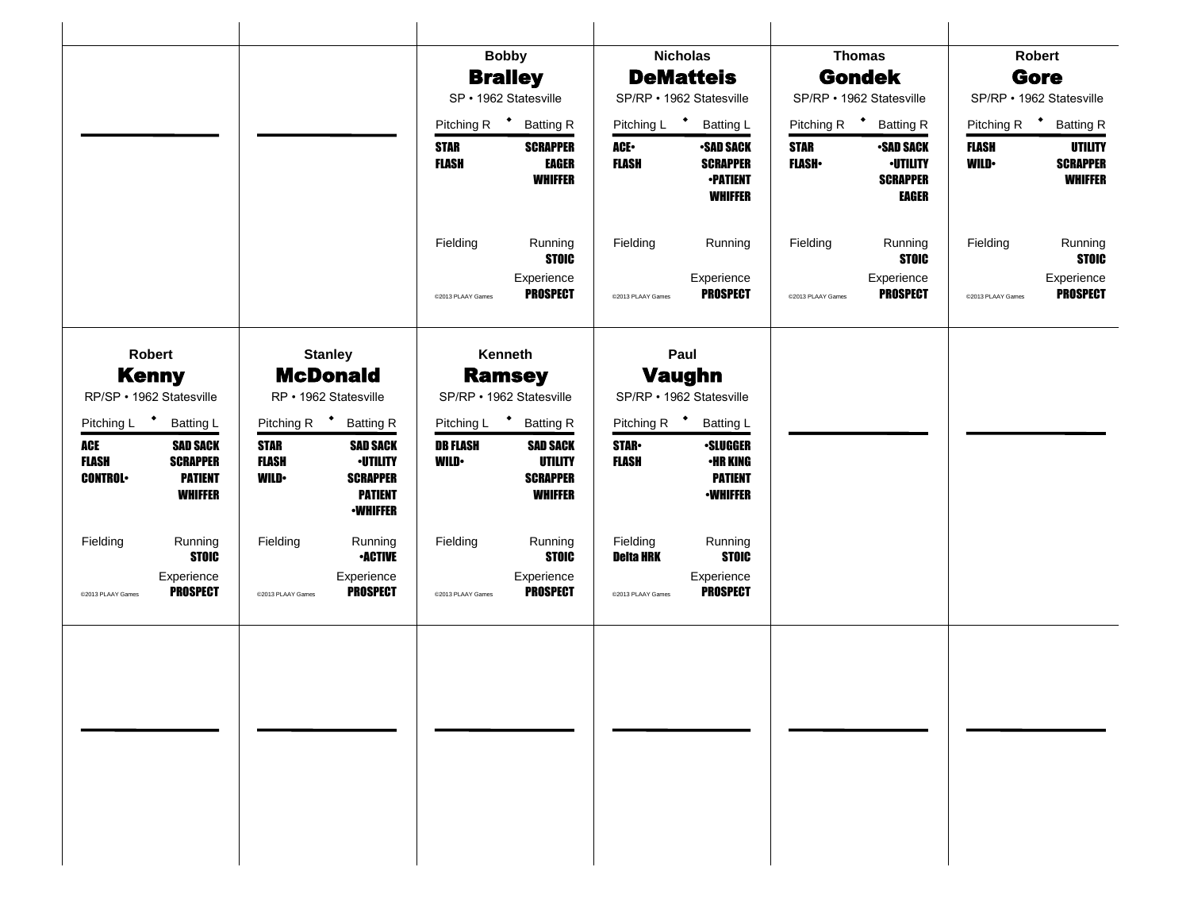## Bobby Bralley

SP • 1962 Statesville

| Pitching R | Batting R |
|---|---|
| STAR | SCRAPPER |
| FLASH | EAGER |
| | WHIFFER |

| Fielding | Running |
|---|---|
| | STOIC |
| | Experience |
| | PROSPECT |

©2013 PLAAY Games

## Nicholas DeMatteis

SP/RP • 1962 Statesville

| Pitching L | Batting L |
|---|---|
| ACE• | •SAD SACK |
| FLASH | SCRAPPER |
| | •PATIENT |
| | WHIFFER |

| Fielding | Running |
|---|---|
| | |
| | Experience |
| | PROSPECT |

©2013 PLAAY Games

## Thomas Gondek

SP/RP • 1962 Statesville

| Pitching R | Batting R |
|---|---|
| STAR | •SAD SACK |
| FLASH• | •UTILITY |
| | SCRAPPER |
| | EAGER |

| Fielding | Running |
|---|---|
| | STOIC |
| | Experience |
| | PROSPECT |

©2013 PLAAY Games

## Robert Gore

SP/RP • 1962 Statesville

| Pitching R | Batting R |
|---|---|
| FLASH | UTILITY |
| WILD• | SCRAPPER |
| | WHIFFER |

| Fielding | Running |
|---|---|
| | STOIC |
| | Experience |
| | PROSPECT |

©2013 PLAAY Games

## Robert Kenny

RP/SP • 1962 Statesville

| Pitching L | Batting L |
|---|---|
| ACE | SAD SACK |
| FLASH | SCRAPPER |
| CONTROL• | PATIENT |
| | WHIFFER |

| Fielding | Running |
|---|---|
| | STOIC |
| | Experience |
| | PROSPECT |

©2013 PLAAY Games

## Stanley McDonald

RP • 1962 Statesville

| Pitching R | Batting R |
|---|---|
| STAR | SAD SACK |
| FLASH | •UTILITY |
| WILD• | SCRAPPER |
| | PATIENT |
| | •WHIFFER |

| Fielding | Running |
|---|---|
| | •ACTIVE |
| | Experience |
| | PROSPECT |

©2013 PLAAY Games

## Kenneth Ramsey

SP/RP • 1962 Statesville

| Pitching L | Batting R |
|---|---|
| DB FLASH | SAD SACK |
| WILD• | UTILITY |
| | SCRAPPER |
| | WHIFFER |

| Fielding | Running |
|---|---|
| | STOIC |
| | Experience |
| | PROSPECT |

©2013 PLAAY Games

## Paul Vaughn

SP/RP • 1962 Statesville

| Pitching R | Batting L |
|---|---|
| STAR• | •SLUGGER |
| FLASH | •HR KING |
| | PATIENT |
| | •WHIFFER |

| Fielding | Running |
|---|---|
| Delta HRK | STOIC |
| | Experience |
| | PROSPECT |

©2013 PLAAY Games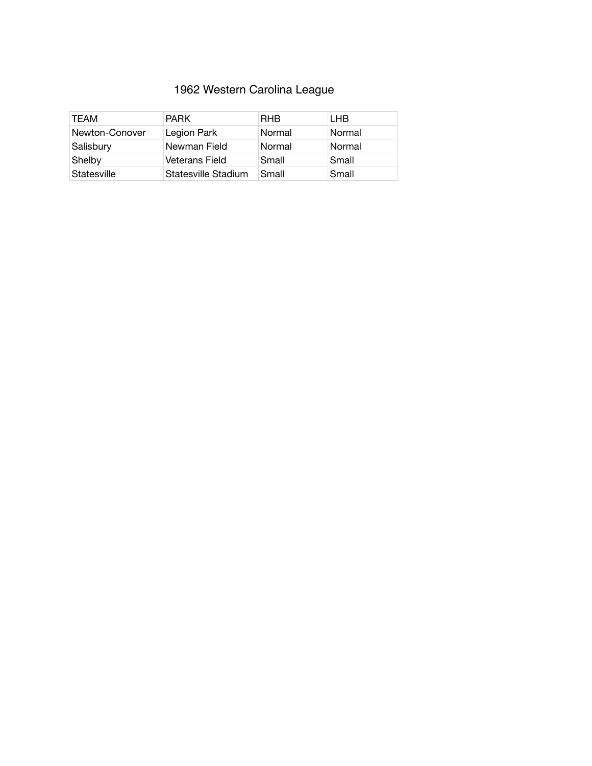# 1962 Western Carolina League

| TEAM | PARK | RHB | LHB |
|---|---|---|---|
| Newton-Conover | Legion Park | Normal | Normal |
| Salisbury | Newman Field | Normal | Normal |
| Shelby | Veterans Field | Small | Small |
| Statesville | Statesville Stadium | Small | Small |